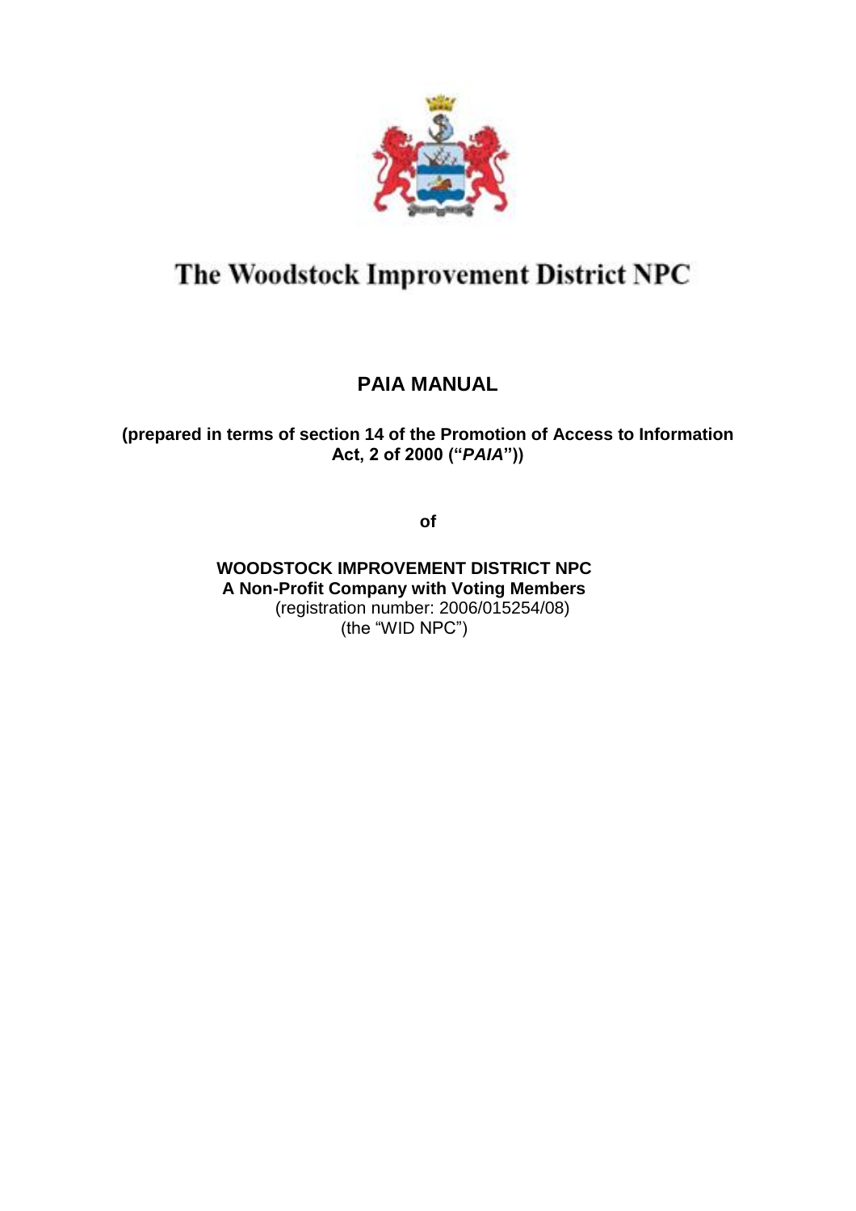# The Woodstock Improvement District NPC

## PAIA MANUAL

**(prepared in terms of section 14 of the Promotion of Access to Information Act, 2 of 2000 ("*PAIA*"))**

**of**

**WOODSTOCK IMPROVEMENT DISTRICT NPC**
**A Non-Profit Company with Voting Members**
(registration number: 2006/015254/08)
(the "WID NPC")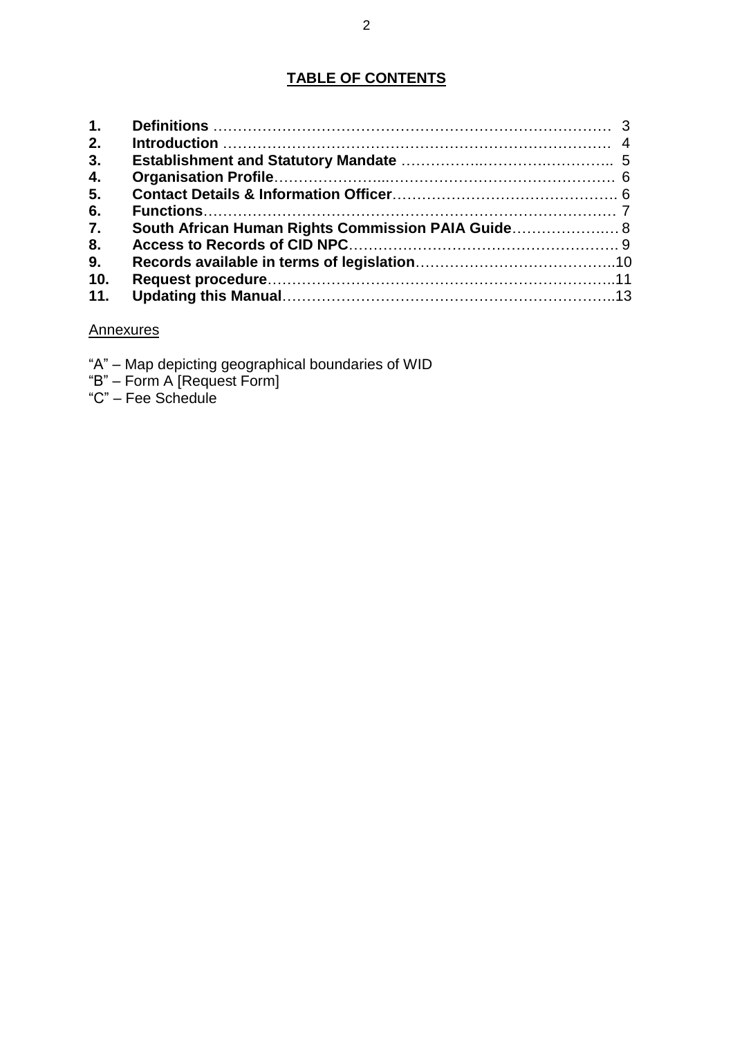## TABLE OF CONTENTS

| | | |
|---|---|---|
| **1.** | **Definitions** | 3 |
| **2.** | **Introduction** | 4 |
| **3.** | **Establishment and Statutory Mandate** | 5 |
| **4.** | **Organisation Profile** | 6 |
| **5.** | **Contact Details & Information Officer** | 6 |
| **6.** | **Functions** | 7 |
| **7.** | **South African Human Rights Commission PAIA Guide** | 8 |
| **8.** | **Access to Records of CID NPC** | 9 |
| **9.** | **Records available in terms of legislation** | 10 |
| **10.** | **Request procedure** | 11 |
| **11.** | **Updating this Manual** | 13 |

Annexures

"A" – Map depicting geographical boundaries of WID
"B" – Form A [Request Form]
"C" – Fee Schedule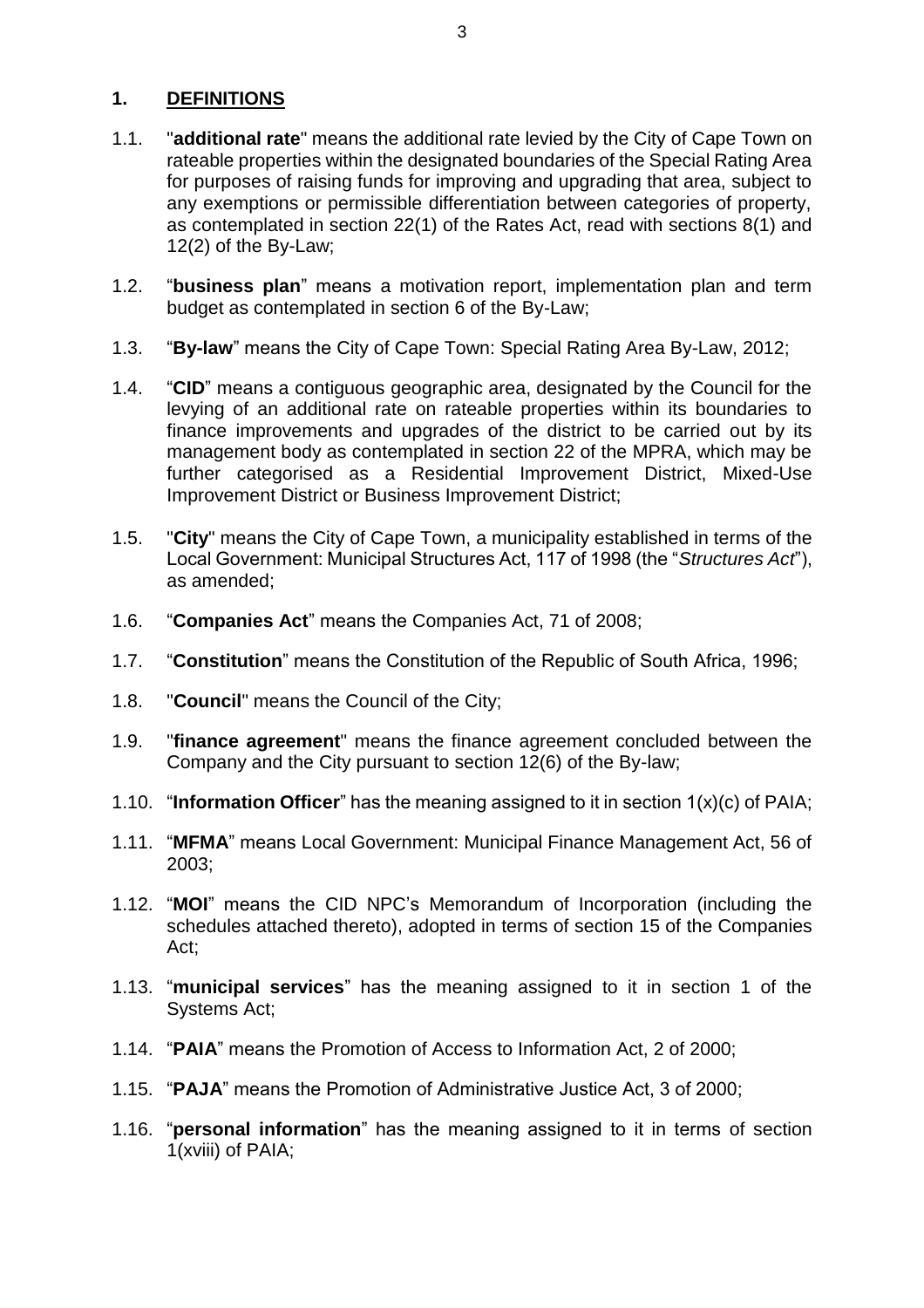## 1. DEFINITIONS

1.1. "**additional rate**" means the additional rate levied by the City of Cape Town on rateable properties within the designated boundaries of the Special Rating Area for purposes of raising funds for improving and upgrading that area, subject to any exemptions or permissible differentiation between categories of property, as contemplated in section 22(1) of the Rates Act, read with sections 8(1) and 12(2) of the By-Law;

1.2. "**business plan**" means a motivation report, implementation plan and term budget as contemplated in section 6 of the By-Law;

1.3. "**By-law**" means the City of Cape Town: Special Rating Area By-Law, 2012;

1.4. "**CID**" means a contiguous geographic area, designated by the Council for the levying of an additional rate on rateable properties within its boundaries to finance improvements and upgrades of the district to be carried out by its management body as contemplated in section 22 of the MPRA, which may be further categorised as a Residential Improvement District, Mixed-Use Improvement District or Business Improvement District;

1.5. "**City**" means the City of Cape Town, a municipality established in terms of the Local Government: Municipal Structures Act, 117 of 1998 (the "*Structures Act*"), as amended;

1.6. "**Companies Act**" means the Companies Act, 71 of 2008;

1.7. "**Constitution**" means the Constitution of the Republic of South Africa, 1996;

1.8. "**Council**" means the Council of the City;

1.9. "**finance agreement**" means the finance agreement concluded between the Company and the City pursuant to section 12(6) of the By-law;

1.10. "**Information Officer**" has the meaning assigned to it in section 1(x)(c) of PAIA;

1.11. "**MFMA**" means Local Government: Municipal Finance Management Act, 56 of 2003;

1.12. "**MOI**" means the CID NPC's Memorandum of Incorporation (including the schedules attached thereto), adopted in terms of section 15 of the Companies Act;

1.13. "**municipal services**" has the meaning assigned to it in section 1 of the Systems Act;

1.14. "**PAIA**" means the Promotion of Access to Information Act, 2 of 2000;

1.15. "**PAJA**" means the Promotion of Administrative Justice Act, 3 of 2000;

1.16. "**personal information**" has the meaning assigned to it in terms of section 1(xviii) of PAIA;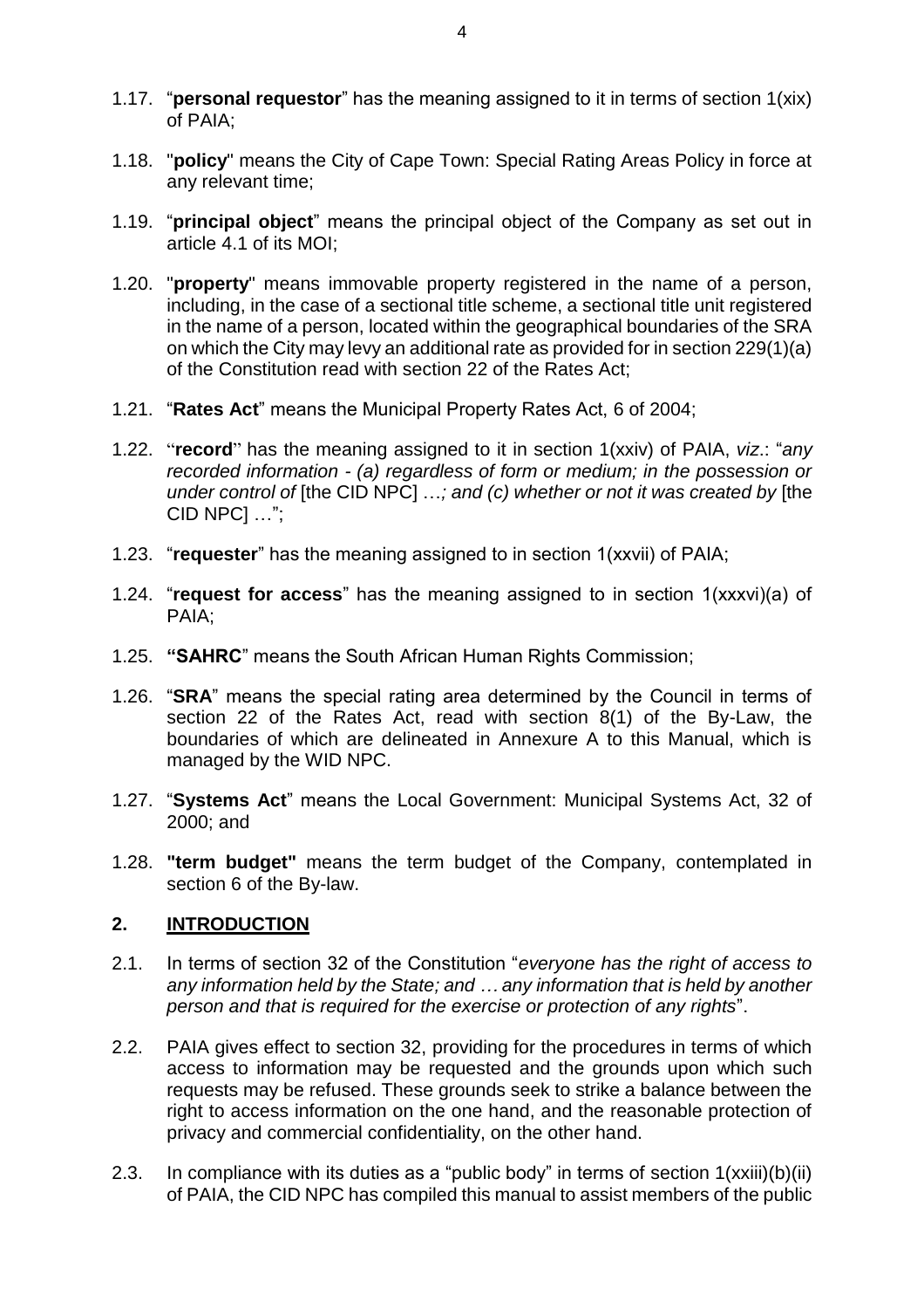1.17. "**personal requestor**" has the meaning assigned to it in terms of section 1(xix) of PAIA;

1.18. "**policy**" means the City of Cape Town: Special Rating Areas Policy in force at any relevant time;

1.19. "**principal object**" means the principal object of the Company as set out in article 4.1 of its MOI;

1.20. "**property**" means immovable property registered in the name of a person, including, in the case of a sectional title scheme, a sectional title unit registered in the name of a person, located within the geographical boundaries of the SRA on which the City may levy an additional rate as provided for in section 229(1)(a) of the Constitution read with section 22 of the Rates Act;

1.21. "**Rates Act**" means the Municipal Property Rates Act, 6 of 2004;

1.22. "**record**" has the meaning assigned to it in section 1(xxiv) of PAIA, *viz*.: "*any recorded information - (a) regardless of form or medium; in the possession or under control of* [the CID NPC] …*; and (c) whether or not it was created by* [the CID NPC] …";

1.23. "**requester**" has the meaning assigned to in section 1(xxvii) of PAIA;

1.24. "**request for access**" has the meaning assigned to in section 1(xxxvi)(a) of PAIA;

1.25. **"SAHRC**" means the South African Human Rights Commission;

1.26. "**SRA**" means the special rating area determined by the Council in terms of section 22 of the Rates Act, read with section 8(1) of the By-Law, the boundaries of which are delineated in Annexure A to this Manual, which is managed by the WID NPC.

1.27. "**Systems Act**" means the Local Government: Municipal Systems Act, 32 of 2000; and

1.28. **"term budget"** means the term budget of the Company, contemplated in section 6 of the By-law.

## 2. INTRODUCTION

2.1. In terms of section 32 of the Constitution "*everyone has the right of access to any information held by the State; and … any information that is held by another person and that is required for the exercise or protection of any rights*".

2.2. PAIA gives effect to section 32, providing for the procedures in terms of which access to information may be requested and the grounds upon which such requests may be refused. These grounds seek to strike a balance between the right to access information on the one hand, and the reasonable protection of privacy and commercial confidentiality, on the other hand.

2.3. In compliance with its duties as a "public body" in terms of section 1(xxiii)(b)(ii) of PAIA, the CID NPC has compiled this manual to assist members of the public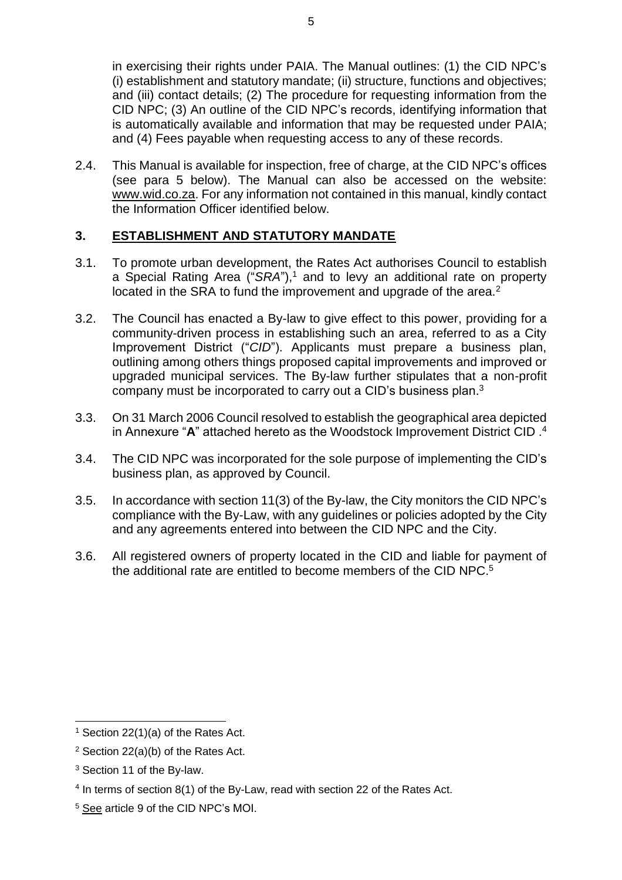in exercising their rights under PAIA. The Manual outlines: (1) the CID NPC's (i) establishment and statutory mandate; (ii) structure, functions and objectives; and (iii) contact details; (2) The procedure for requesting information from the CID NPC; (3) An outline of the CID NPC's records, identifying information that is automatically available and information that may be requested under PAIA; and (4) Fees payable when requesting access to any of these records.

2.4. This Manual is available for inspection, free of charge, at the CID NPC's offices (see para 5 below). The Manual can also be accessed on the website: www.wid.co.za. For any information not contained in this manual, kindly contact the Information Officer identified below.

## 3. ESTABLISHMENT AND STATUTORY MANDATE

3.1. To promote urban development, the Rates Act authorises Council to establish a Special Rating Area ("*SRA*"),[1] and to levy an additional rate on property located in the SRA to fund the improvement and upgrade of the area.[2]

3.2. The Council has enacted a By-law to give effect to this power, providing for a community-driven process in establishing such an area, referred to as a City Improvement District ("*CID*"). Applicants must prepare a business plan, outlining among others things proposed capital improvements and improved or upgraded municipal services. The By-law further stipulates that a non-profit company must be incorporated to carry out a CID's business plan.[3]

3.3. On 31 March 2006 Council resolved to establish the geographical area depicted in Annexure "**A**" attached hereto as the Woodstock Improvement District CID .[4]

3.4. The CID NPC was incorporated for the sole purpose of implementing the CID's business plan, as approved by Council.

3.5. In accordance with section 11(3) of the By-law, the City monitors the CID NPC's compliance with the By-Law, with any guidelines or policies adopted by the City and any agreements entered into between the CID NPC and the City.

3.6. All registered owners of property located in the CID and liable for payment of the additional rate are entitled to become members of the CID NPC.[5]

---

[1] Section 22(1)(a) of the Rates Act.

[2] Section 22(a)(b) of the Rates Act.

[3] Section 11 of the By-law.

[4] In terms of section 8(1) of the By-Law, read with section 22 of the Rates Act.

[5] See article 9 of the CID NPC's MOI.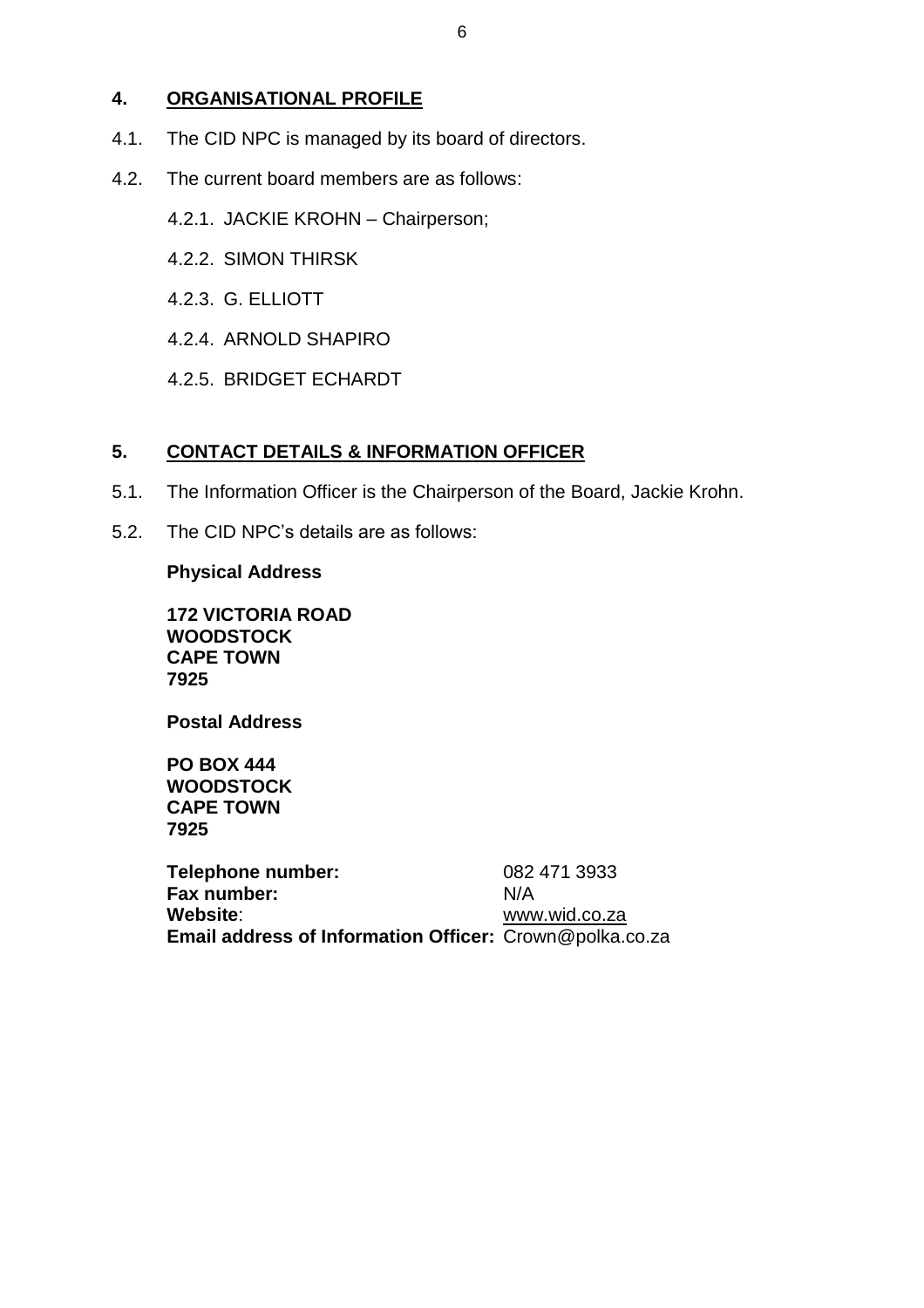## 4. ORGANISATIONAL PROFILE

4.1. The CID NPC is managed by its board of directors.

4.2. The current board members are as follows:

- 4.2.1. JACKIE KROHN – Chairperson;
- 4.2.2. SIMON THIRSK
- 4.2.3. G. ELLIOTT
- 4.2.4. ARNOLD SHAPIRO
- 4.2.5. BRIDGET ECHARDT

## 5. CONTACT DETAILS & INFORMATION OFFICER

5.1. The Information Officer is the Chairperson of the Board, Jackie Krohn.

5.2. The CID NPC's details are as follows:

**Physical Address**

**172 VICTORIA ROAD**
**WOODSTOCK**
**CAPE TOWN**
**7925**

**Postal Address**

**PO BOX 444**
**WOODSTOCK**
**CAPE TOWN**
**7925**

**Telephone number:** 082 471 3933
**Fax number:** N/A
**Website**: www.wid.co.za
**Email address of Information Officer:** Crown@polka.co.za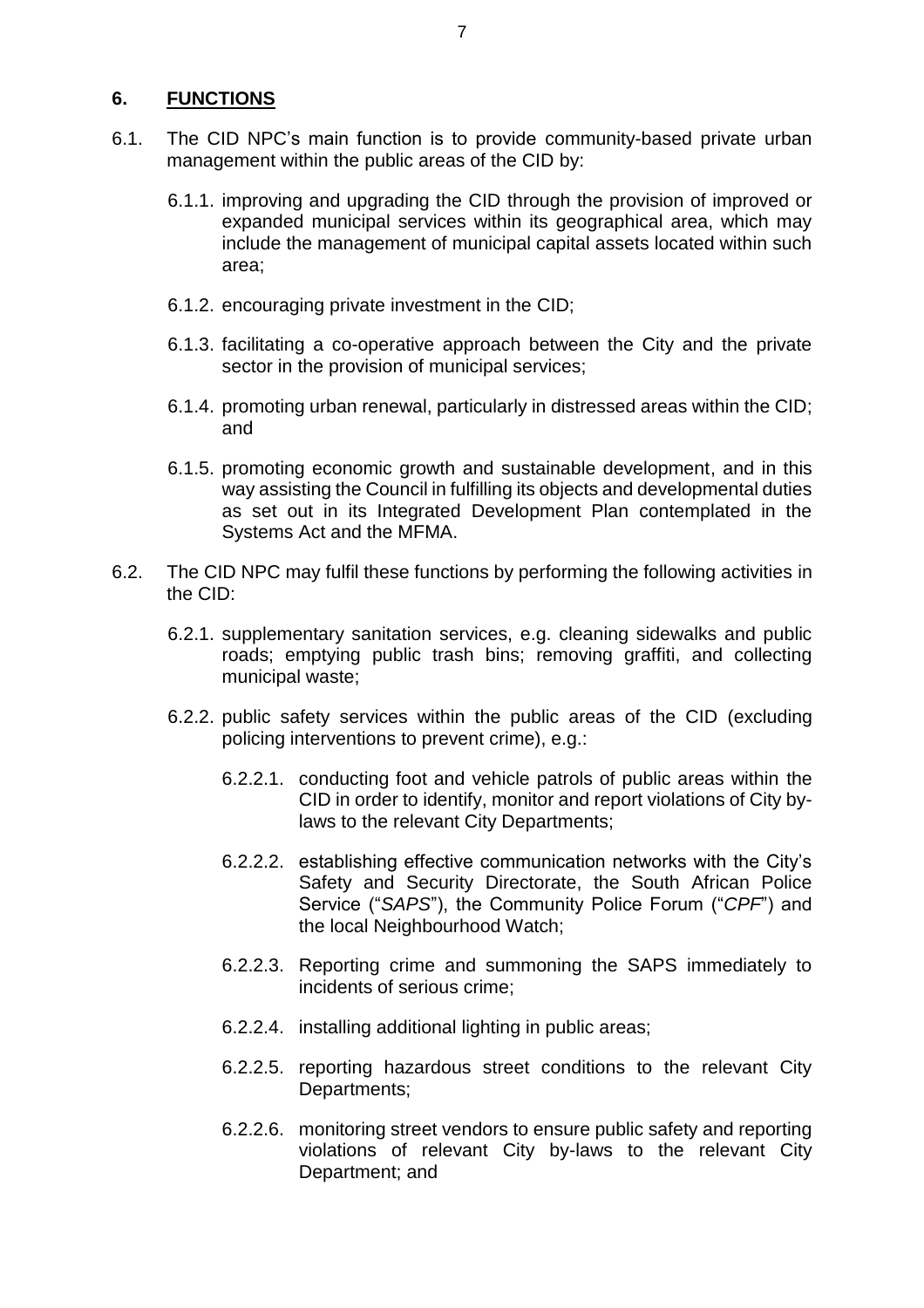## 6. FUNCTIONS

6.1. The CID NPC's main function is to provide community-based private urban management within the public areas of the CID by:

6.1.1. improving and upgrading the CID through the provision of improved or expanded municipal services within its geographical area, which may include the management of municipal capital assets located within such area;

6.1.2. encouraging private investment in the CID;

6.1.3. facilitating a co-operative approach between the City and the private sector in the provision of municipal services;

6.1.4. promoting urban renewal, particularly in distressed areas within the CID; and

6.1.5. promoting economic growth and sustainable development, and in this way assisting the Council in fulfilling its objects and developmental duties as set out in its Integrated Development Plan contemplated in the Systems Act and the MFMA.

6.2. The CID NPC may fulfil these functions by performing the following activities in the CID:

6.2.1. supplementary sanitation services, e.g. cleaning sidewalks and public roads; emptying public trash bins; removing graffiti, and collecting municipal waste;

6.2.2. public safety services within the public areas of the CID (excluding policing interventions to prevent crime), e.g.:

6.2.2.1. conducting foot and vehicle patrols of public areas within the CID in order to identify, monitor and report violations of City by-laws to the relevant City Departments;

6.2.2.2. establishing effective communication networks with the City's Safety and Security Directorate, the South African Police Service ("*SAPS*"), the Community Police Forum ("*CPF*") and the local Neighbourhood Watch;

6.2.2.3. Reporting crime and summoning the SAPS immediately to incidents of serious crime;

6.2.2.4. installing additional lighting in public areas;

6.2.2.5. reporting hazardous street conditions to the relevant City Departments;

6.2.2.6. monitoring street vendors to ensure public safety and reporting violations of relevant City by-laws to the relevant City Department; and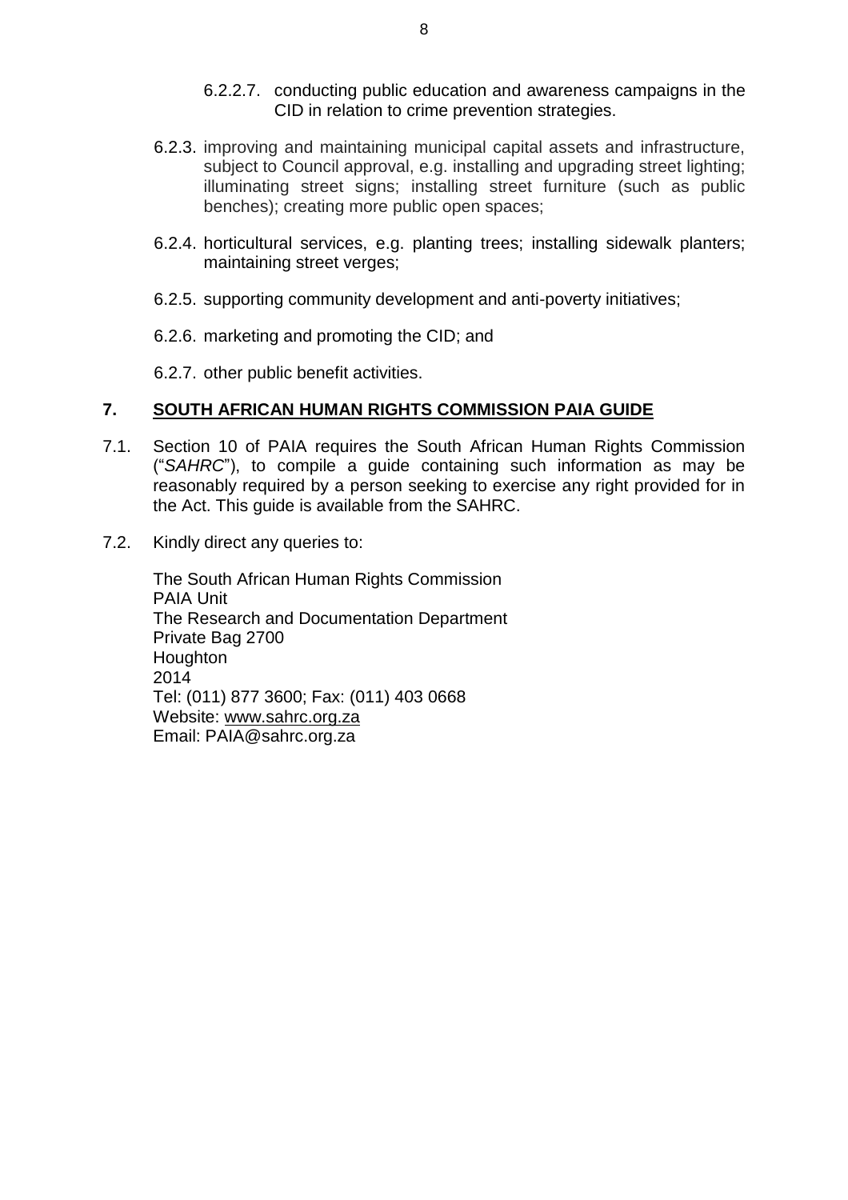6.2.2.7. conducting public education and awareness campaigns in the CID in relation to crime prevention strategies.

6.2.3. improving and maintaining municipal capital assets and infrastructure, subject to Council approval, e.g. installing and upgrading street lighting; illuminating street signs; installing street furniture (such as public benches); creating more public open spaces;

6.2.4. horticultural services, e.g. planting trees; installing sidewalk planters; maintaining street verges;

6.2.5. supporting community development and anti-poverty initiatives;

6.2.6. marketing and promoting the CID; and

6.2.7. other public benefit activities.

## 7. SOUTH AFRICAN HUMAN RIGHTS COMMISSION PAIA GUIDE

7.1. Section 10 of PAIA requires the South African Human Rights Commission ("*SAHRC*"), to compile a guide containing such information as may be reasonably required by a person seeking to exercise any right provided for in the Act. This guide is available from the SAHRC.

7.2. Kindly direct any queries to:

The South African Human Rights Commission
PAIA Unit
The Research and Documentation Department
Private Bag 2700
Houghton
2014
Tel: (011) 877 3600; Fax: (011) 403 0668
Website: www.sahrc.org.za
Email: PAIA@sahrc.org.za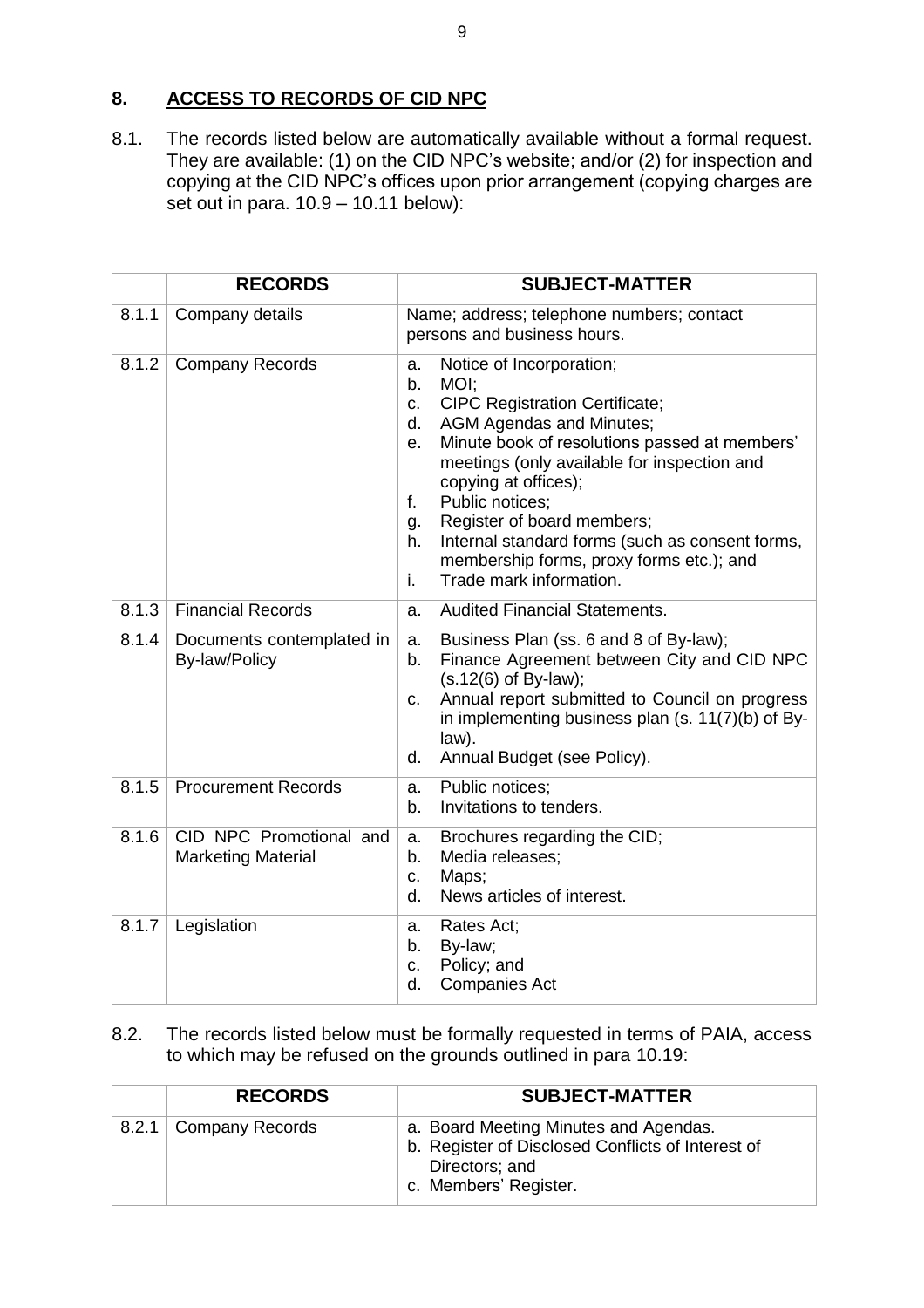## 8. ACCESS TO RECORDS OF CID NPC

8.1. The records listed below are automatically available without a formal request. They are available: (1) on the CID NPC's website; and/or (2) for inspection and copying at the CID NPC's offices upon prior arrangement (copying charges are set out in para. 10.9 – 10.11 below):

| | RECORDS | SUBJECT-MATTER |
|---|---|---|
| 8.1.1 | Company details | Name; address; telephone numbers; contact persons and business hours. |
| 8.1.2 | Company Records | a. Notice of Incorporation;<br>b. MOI;<br>c. CIPC Registration Certificate;<br>d. AGM Agendas and Minutes;<br>e. Minute book of resolutions passed at members' meetings (only available for inspection and copying at offices);<br>f. Public notices;<br>g. Register of board members;<br>h. Internal standard forms (such as consent forms, membership forms, proxy forms etc.); and<br>i. Trade mark information. |
| 8.1.3 | Financial Records | a. Audited Financial Statements. |
| 8.1.4 | Documents contemplated in By-law/Policy | a. Business Plan (ss. 6 and 8 of By-law);<br>b. Finance Agreement between City and CID NPC (s.12(6) of By-law);<br>c. Annual report submitted to Council on progress in implementing business plan (s. 11(7)(b) of By-law).<br>d. Annual Budget (see Policy). |
| 8.1.5 | Procurement Records | a. Public notices;<br>b. Invitations to tenders. |
| 8.1.6 | CID NPC Promotional and Marketing Material | a. Brochures regarding the CID;<br>b. Media releases;<br>c. Maps;<br>d. News articles of interest. |
| 8.1.7 | Legislation | a. Rates Act;<br>b. By-law;<br>c. Policy; and<br>d. Companies Act |

8.2. The records listed below must be formally requested in terms of PAIA, access to which may be refused on the grounds outlined in para 10.19:

| | RECORDS | SUBJECT-MATTER |
|---|---|---|
| 8.2.1 | Company Records | a. Board Meeting Minutes and Agendas.<br>b. Register of Disclosed Conflicts of Interest of Directors; and<br>c. Members' Register. |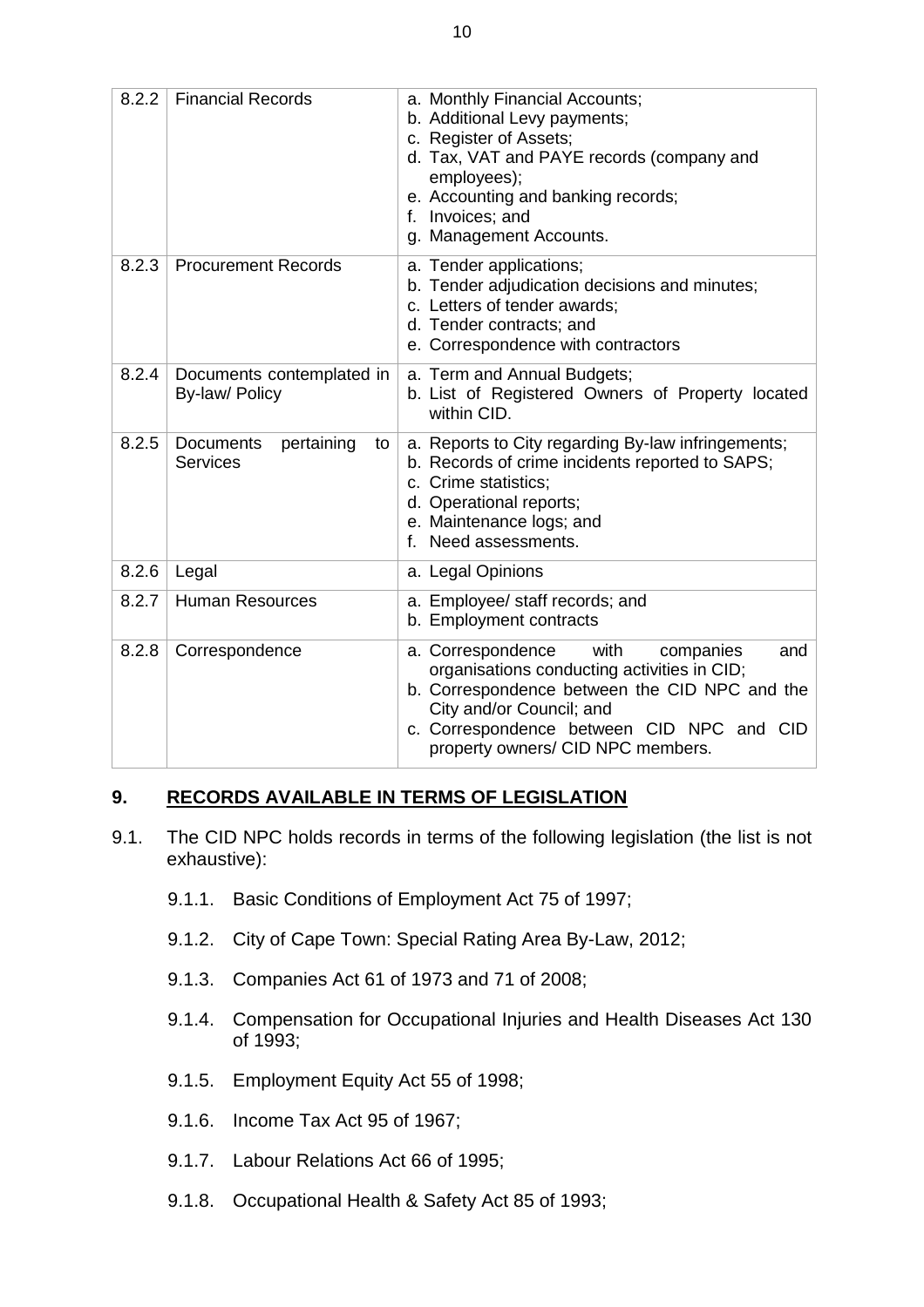| | | |
|---|---|---|
| 8.2.2 | Financial Records | a. Monthly Financial Accounts;<br>b. Additional Levy payments;<br>c. Register of Assets;<br>d. Tax, VAT and PAYE records (company and employees);<br>e. Accounting and banking records;<br>f. Invoices; and<br>g. Management Accounts. |
| 8.2.3 | Procurement Records | a. Tender applications;<br>b. Tender adjudication decisions and minutes;<br>c. Letters of tender awards;<br>d. Tender contracts; and<br>e. Correspondence with contractors |
| 8.2.4 | Documents contemplated in By-law/ Policy | a. Term and Annual Budgets;<br>b. List of Registered Owners of Property located within CID. |
| 8.2.5 | Documents pertaining to Services | a. Reports to City regarding By-law infringements;<br>b. Records of crime incidents reported to SAPS;<br>c. Crime statistics;<br>d. Operational reports;<br>e. Maintenance logs; and<br>f. Need assessments. |
| 8.2.6 | Legal | a. Legal Opinions |
| 8.2.7 | Human Resources | a. Employee/ staff records; and<br>b. Employment contracts |
| 8.2.8 | Correspondence | a. Correspondence with companies and organisations conducting activities in CID;<br>b. Correspondence between the CID NPC and the City and/or Council; and<br>c. Correspondence between CID NPC and CID property owners/ CID NPC members. |

## 9. RECORDS AVAILABLE IN TERMS OF LEGISLATION

9.1. The CID NPC holds records in terms of the following legislation (the list is not exhaustive):

- 9.1.1. Basic Conditions of Employment Act 75 of 1997;
- 9.1.2. City of Cape Town: Special Rating Area By-Law, 2012;
- 9.1.3. Companies Act 61 of 1973 and 71 of 2008;
- 9.1.4. Compensation for Occupational Injuries and Health Diseases Act 130 of 1993;
- 9.1.5. Employment Equity Act 55 of 1998;
- 9.1.6. Income Tax Act 95 of 1967;
- 9.1.7. Labour Relations Act 66 of 1995;
- 9.1.8. Occupational Health & Safety Act 85 of 1993;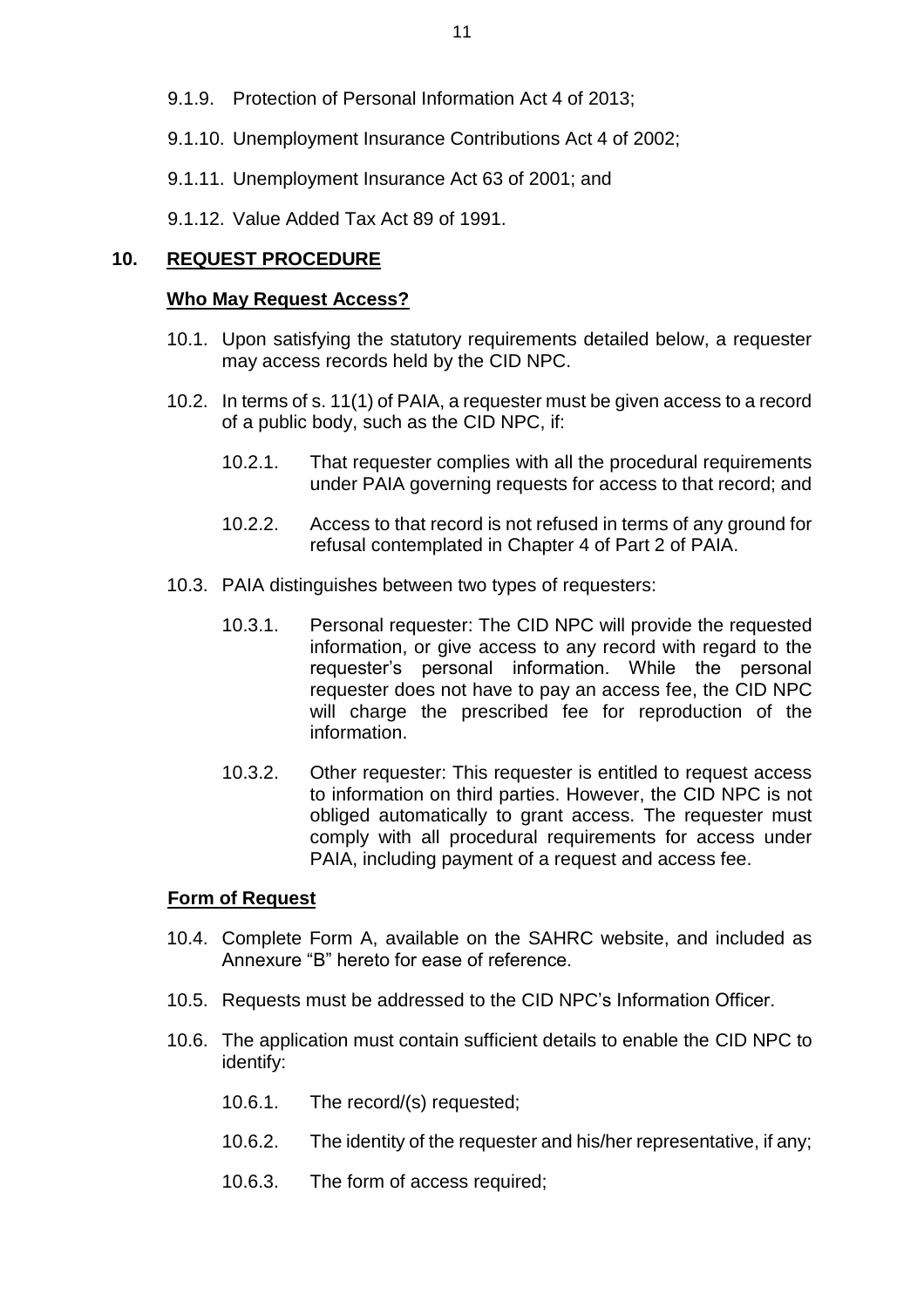9.1.9. Protection of Personal Information Act 4 of 2013;

9.1.10. Unemployment Insurance Contributions Act 4 of 2002;

9.1.11. Unemployment Insurance Act 63 of 2001; and

9.1.12. Value Added Tax Act 89 of 1991.

## 10. REQUEST PROCEDURE

### Who May Request Access?

10.1. Upon satisfying the statutory requirements detailed below, a requester may access records held by the CID NPC.

10.2. In terms of s. 11(1) of PAIA, a requester must be given access to a record of a public body, such as the CID NPC, if:

10.2.1. That requester complies with all the procedural requirements under PAIA governing requests for access to that record; and

10.2.2. Access to that record is not refused in terms of any ground for refusal contemplated in Chapter 4 of Part 2 of PAIA.

10.3. PAIA distinguishes between two types of requesters:

10.3.1. Personal requester: The CID NPC will provide the requested information, or give access to any record with regard to the requester's personal information. While the personal requester does not have to pay an access fee, the CID NPC will charge the prescribed fee for reproduction of the information.

10.3.2. Other requester: This requester is entitled to request access to information on third parties. However, the CID NPC is not obliged automatically to grant access. The requester must comply with all procedural requirements for access under PAIA, including payment of a request and access fee.

### Form of Request

10.4. Complete Form A, available on the SAHRC website, and included as Annexure "B" hereto for ease of reference.

10.5. Requests must be addressed to the CID NPC's Information Officer.

10.6. The application must contain sufficient details to enable the CID NPC to identify:

10.6.1. The record/(s) requested;

10.6.2. The identity of the requester and his/her representative, if any;

10.6.3. The form of access required;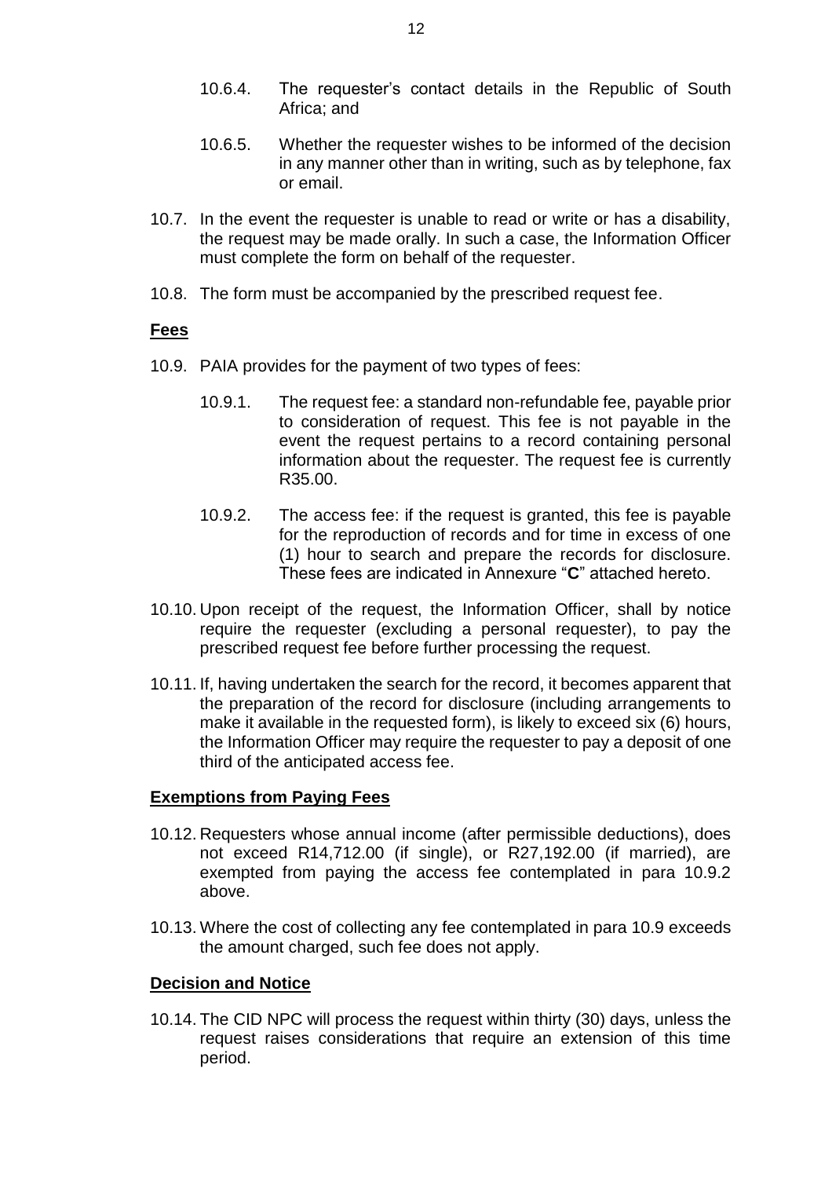10.6.4. The requester's contact details in the Republic of South Africa; and

10.6.5. Whether the requester wishes to be informed of the decision in any manner other than in writing, such as by telephone, fax or email.

10.7. In the event the requester is unable to read or write or has a disability, the request may be made orally. In such a case, the Information Officer must complete the form on behalf of the requester.

10.8. The form must be accompanied by the prescribed request fee.

**Fees**

10.9. PAIA provides for the payment of two types of fees:

10.9.1. The request fee: a standard non-refundable fee, payable prior to consideration of request. This fee is not payable in the event the request pertains to a record containing personal information about the requester. The request fee is currently R35.00.

10.9.2. The access fee: if the request is granted, this fee is payable for the reproduction of records and for time in excess of one (1) hour to search and prepare the records for disclosure. These fees are indicated in Annexure "**C**" attached hereto.

10.10. Upon receipt of the request, the Information Officer, shall by notice require the requester (excluding a personal requester), to pay the prescribed request fee before further processing the request.

10.11. If, having undertaken the search for the record, it becomes apparent that the preparation of the record for disclosure (including arrangements to make it available in the requested form), is likely to exceed six (6) hours, the Information Officer may require the requester to pay a deposit of one third of the anticipated access fee.

**Exemptions from Paying Fees**

10.12. Requesters whose annual income (after permissible deductions), does not exceed R14,712.00 (if single), or R27,192.00 (if married), are exempted from paying the access fee contemplated in para 10.9.2 above.

10.13. Where the cost of collecting any fee contemplated in para 10.9 exceeds the amount charged, such fee does not apply.

**Decision and Notice**

10.14. The CID NPC will process the request within thirty (30) days, unless the request raises considerations that require an extension of this time period.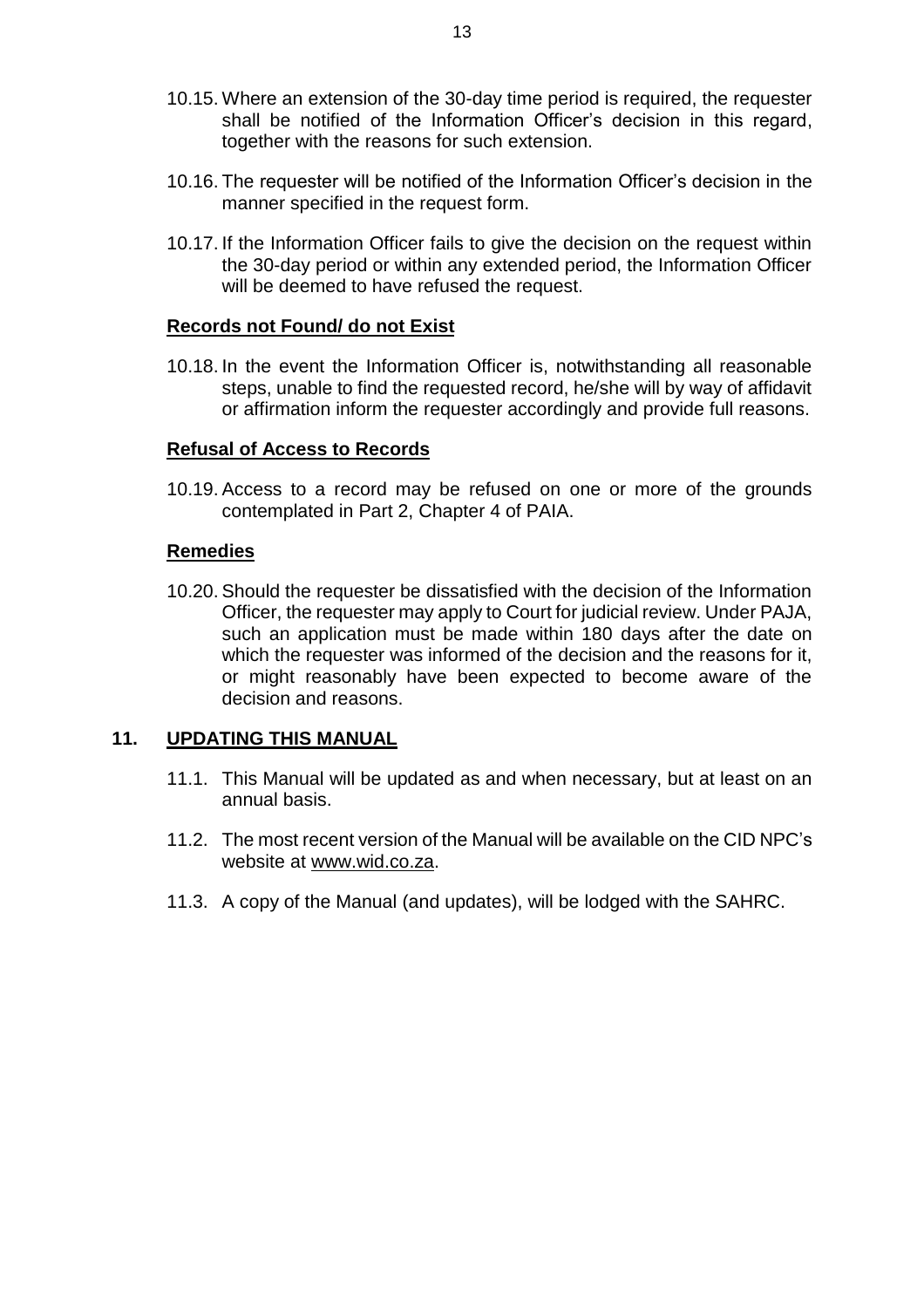10.15. Where an extension of the 30-day time period is required, the requester shall be notified of the Information Officer's decision in this regard, together with the reasons for such extension.

10.16. The requester will be notified of the Information Officer's decision in the manner specified in the request form.

10.17. If the Information Officer fails to give the decision on the request within the 30-day period or within any extended period, the Information Officer will be deemed to have refused the request.

**Records not Found/ do not Exist**

10.18. In the event the Information Officer is, notwithstanding all reasonable steps, unable to find the requested record, he/she will by way of affidavit or affirmation inform the requester accordingly and provide full reasons.

**Refusal of Access to Records**

10.19. Access to a record may be refused on one or more of the grounds contemplated in Part 2, Chapter 4 of PAIA.

**Remedies**

10.20. Should the requester be dissatisfied with the decision of the Information Officer, the requester may apply to Court for judicial review. Under PAJA, such an application must be made within 180 days after the date on which the requester was informed of the decision and the reasons for it, or might reasonably have been expected to become aware of the decision and reasons.

## 11. UPDATING THIS MANUAL

11.1. This Manual will be updated as and when necessary, but at least on an annual basis.

11.2. The most recent version of the Manual will be available on the CID NPC's website at www.wid.co.za.

11.3. A copy of the Manual (and updates), will be lodged with the SAHRC.